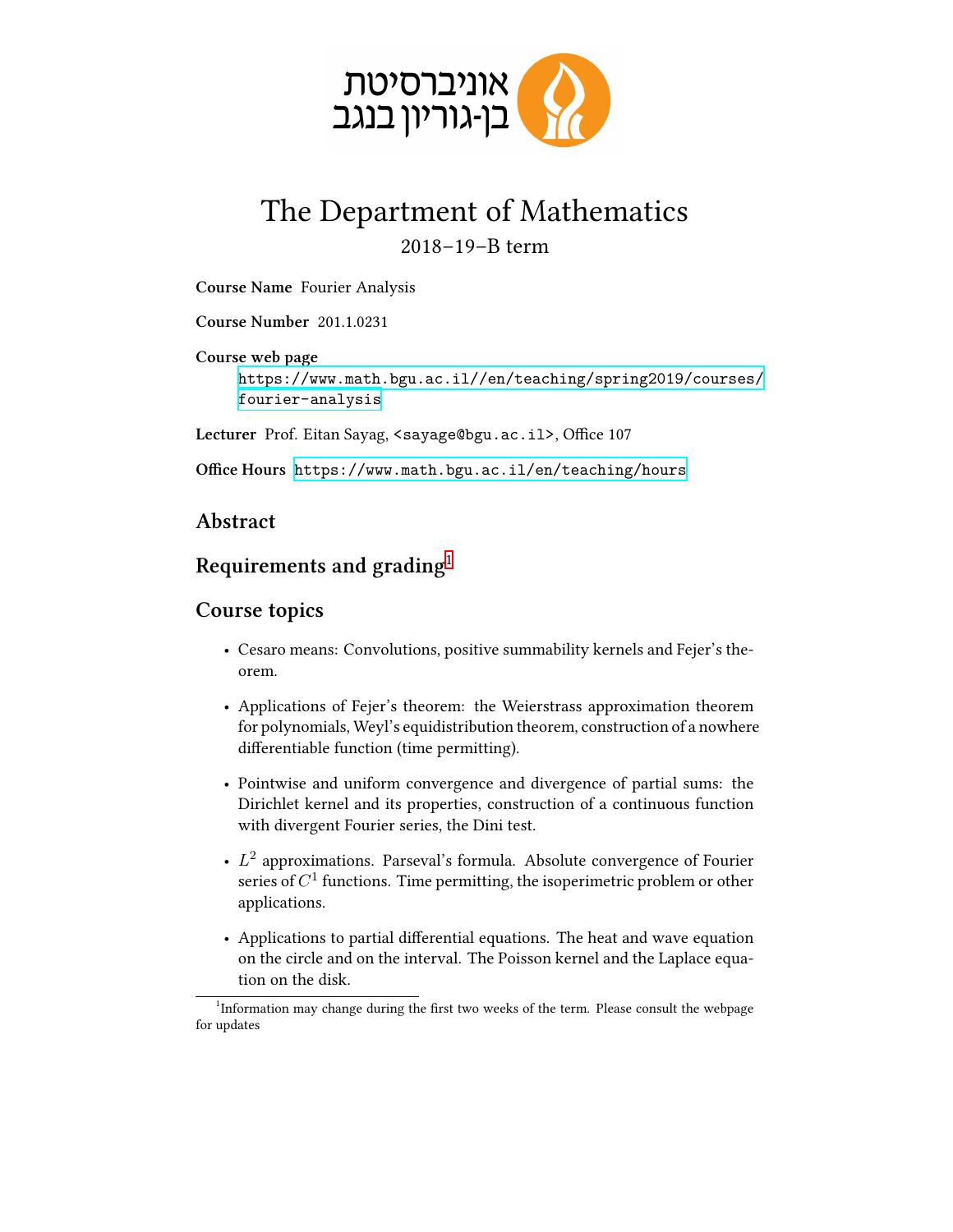אוניברסיטת
בן-גוריון בנגב

# The Department of Mathematics

2018–19–B term

**Course Name** Fourier Analysis

**Course Number** 201.1.0231

**Course web page**
https://www.math.bgu.ac.il//en/teaching/spring2019/courses/fourier-analysis

**Lecturer** Prof. Eitan Sayag, <sayage@bgu.ac.il>, Office 107

**Office Hours** https://www.math.bgu.ac.il/en/teaching/hours

## Abstract

## Requirements and grading[1]

## Course topics

- Cesaro means: Convolutions, positive summability kernels and Fejer's theorem.
- Applications of Fejer's theorem: the Weierstrass approximation theorem for polynomials, Weyl's equidistribution theorem, construction of a nowhere differentiable function (time permitting).
- Pointwise and uniform convergence and divergence of partial sums: the Dirichlet kernel and its properties, construction of a continuous function with divergent Fourier series, the Dini test.
- $L^2$ approximations. Parseval's formula. Absolute convergence of Fourier series of $C^1$ functions. Time permitting, the isoperimetric problem or other applications.
- Applications to partial differential equations. The heat and wave equation on the circle and on the interval. The Poisson kernel and the Laplace equation on the disk.

[1] Information may change during the first two weeks of the term. Please consult the webpage for updates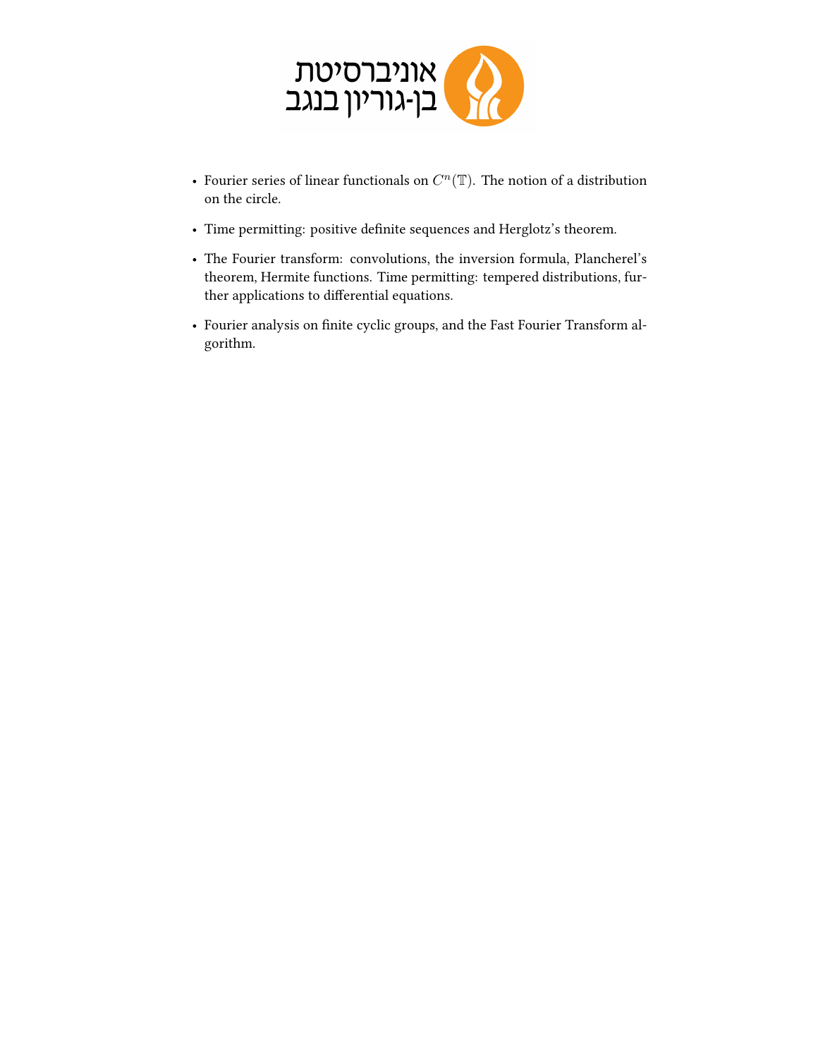- Fourier series of linear functionals on $C^n(\mathbb{T})$. The notion of a distribution on the circle.
- Time permitting: positive definite sequences and Herglotz's theorem.
- The Fourier transform: convolutions, the inversion formula, Plancherel's theorem, Hermite functions. Time permitting: tempered distributions, further applications to differential equations.
- Fourier analysis on finite cyclic groups, and the Fast Fourier Transform algorithm.